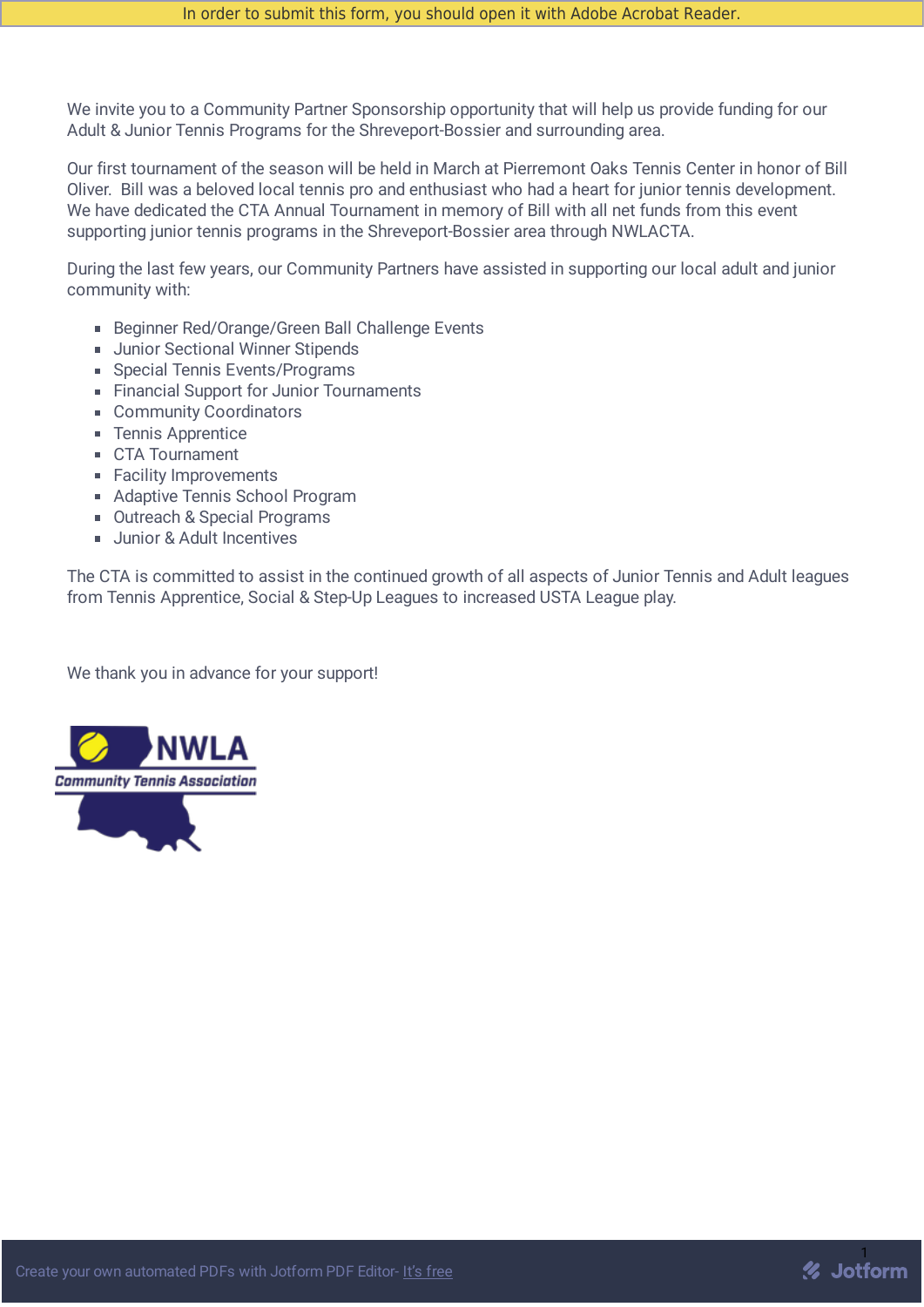In order to submit this form, you should open it with Adobe Acrobat Reader.

We invite you to a Community Partner Sponsorship opportunity that will help us provide funding for our Adult & Junior Tennis Programs for the Shreveport-Bossier and surrounding area.

Our first tournament of the season will be held in March at Pierremont Oaks Tennis Center in honor of Bill Oliver. Bill was a beloved local tennis pro and enthusiast who had a heart for junior tennis development. We have dedicated the CTA Annual Tournament in memory of Bill with all net funds from this event supporting junior tennis programs in the Shreveport-Bossier area through NWLACTA.

During the last few years, our Community Partners have assisted in supporting our local adult and junior community with:

- Beginner Red/Orange/Green Ball Challenge Events
- Junior Sectional Winner Stipends
- Special Tennis Events/Programs
- Financial Support for Junior Tournaments
- Community Coordinators
- Tennis Apprentice
- CTA Tournament
- Facility Improvements
- Adaptive Tennis School Program
- Outreach & Special Programs
- Junior & Adult Incentives

The CTA is committed to assist in the continued growth of all aspects of Junior Tennis and Adult leagues from Tennis Apprentice, Social & Step-Up Leagues to increased USTA League play.

We thank you in advance for your support!

NWLA Community Tennis Association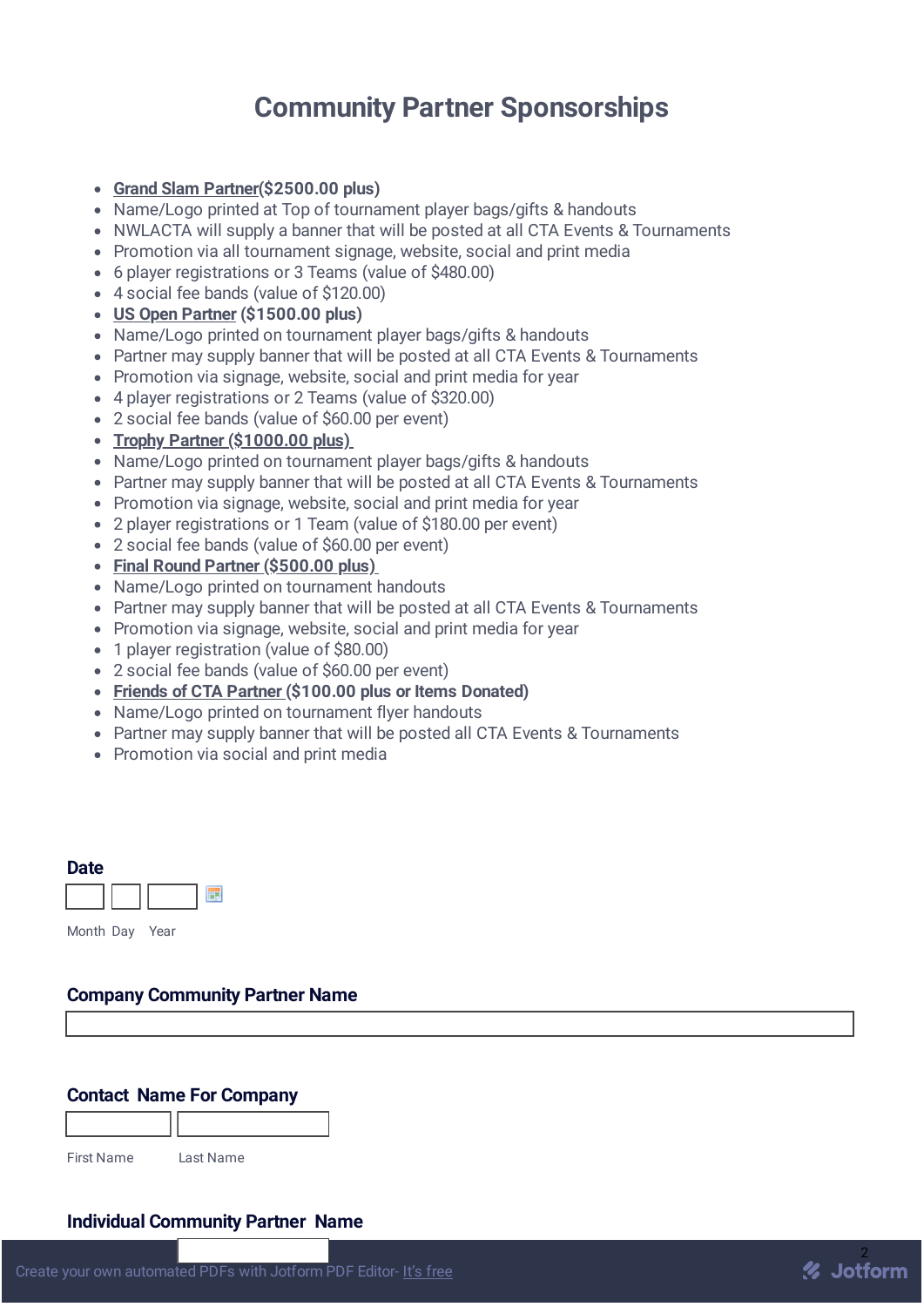# Community Partner Sponsorships

- **Grand Slam Partner($2500.00 plus)**
- Name/Logo printed at Top of tournament player bags/gifts & handouts
- NWLACTA will supply a banner that will be posted at all CTA Events & Tournaments
- Promotion via all tournament signage, website, social and print media
- 6 player registrations or 3 Teams (value of $480.00)
- 4 social fee bands (value of $120.00)
- **US Open Partner ($1500.00 plus)**
- Name/Logo printed on tournament player bags/gifts & handouts
- Partner may supply banner that will be posted at all CTA Events & Tournaments
- Promotion via signage, website, social and print media for year
- 4 player registrations or 2 Teams (value of $320.00)
- 2 social fee bands (value of $60.00 per event)
- **Trophy Partner ($1000.00 plus)**
- Name/Logo printed on tournament player bags/gifts & handouts
- Partner may supply banner that will be posted at all CTA Events & Tournaments
- Promotion via signage, website, social and print media for year
- 2 player registrations or 1 Team (value of $180.00 per event)
- 2 social fee bands (value of $60.00 per event)
- **Final Round Partner ($500.00 plus)**
- Name/Logo printed on tournament handouts
- Partner may supply banner that will be posted at all CTA Events & Tournaments
- Promotion via signage, website, social and print media for year
- 1 player registration (value of $80.00)
- 2 social fee bands (value of $60.00 per event)
- **Friends of CTA Partner ($100.00 plus or Items Donated)**
- Name/Logo printed on tournament flyer handouts
- Partner may supply banner that will be posted all CTA Events & Tournaments
- Promotion via social and print media

**Date**

Month Day Year

**Company Community Partner Name**

**Contact Name For Company**

First Name Last Name

**Individual Community Partner Name**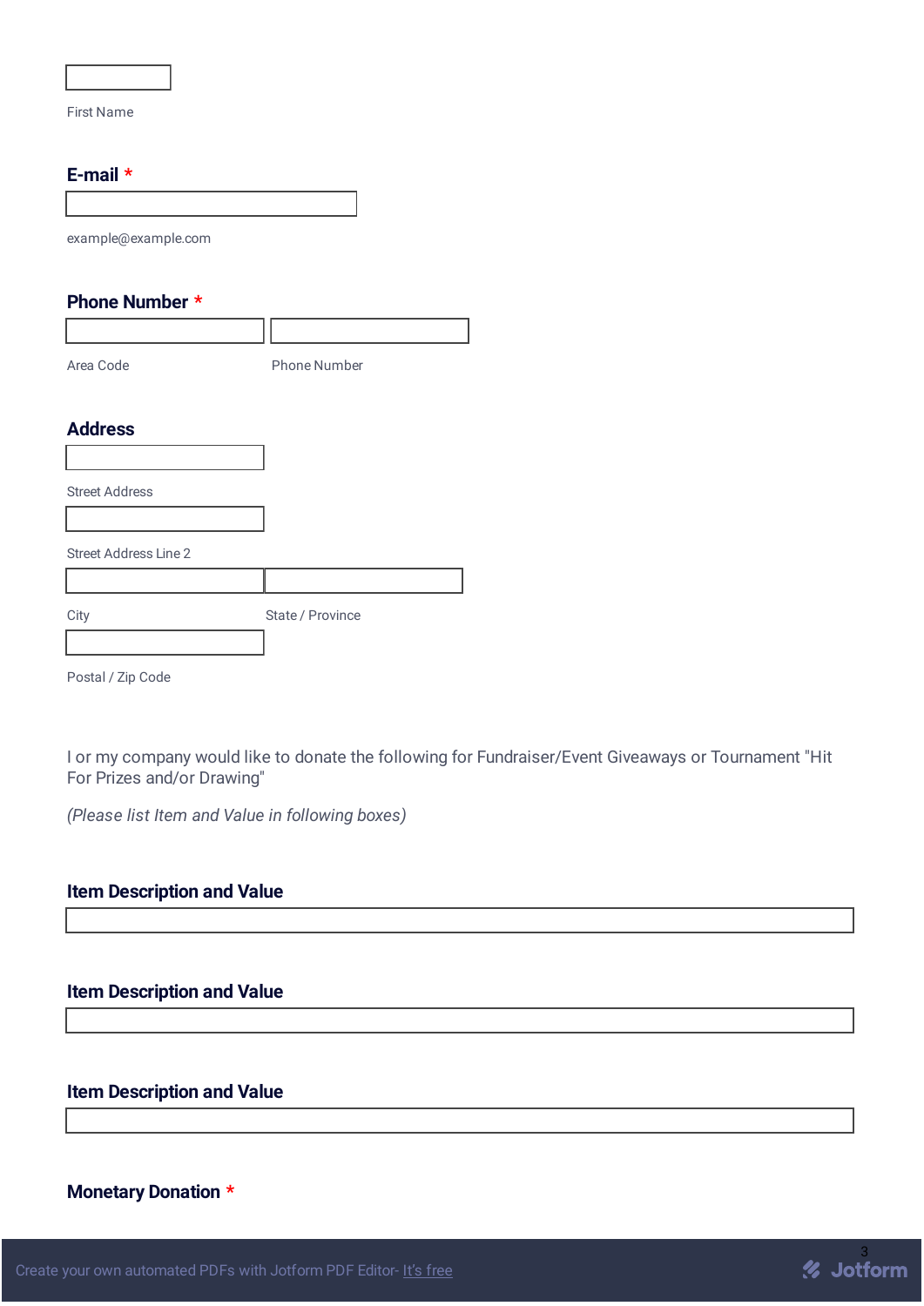First Name

**E-mail** *

example@example.com

**Phone Number** *

Area Code

Phone Number

**Address**

Street Address

Street Address Line 2

City

State / Province

Postal / Zip Code

I or my company would like to donate the following for Fundraiser/Event Giveaways or Tournament "Hit For Prizes and/or Drawing"

*(Please list Item and Value in following boxes)*

**Item Description and Value**

**Item Description and Value**

**Item Description and Value**

**Monetary Donation** *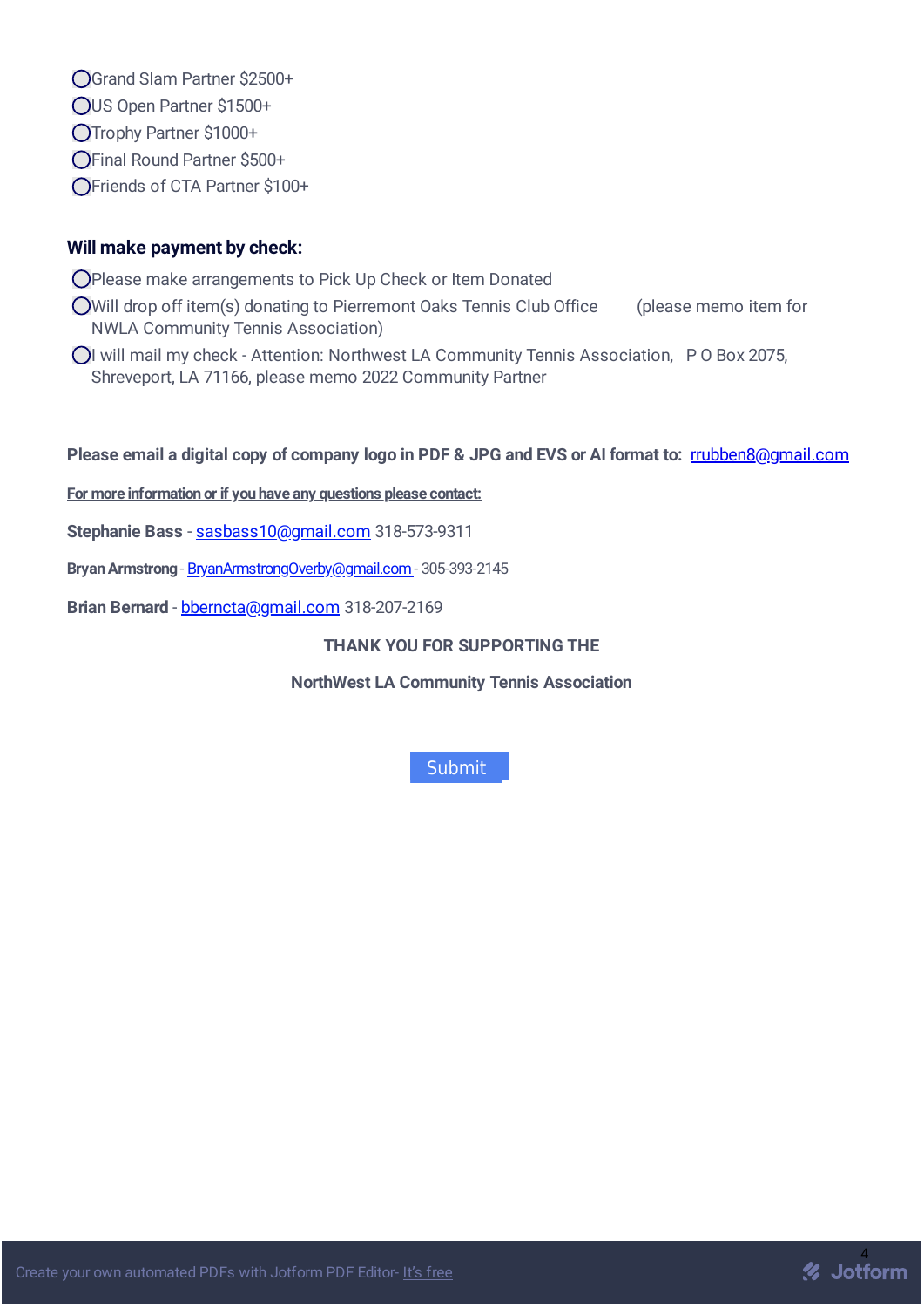- Grand Slam Partner $2500+
- US Open Partner $1500+
- Trophy Partner $1000+
- Final Round Partner $500+
- Friends of CTA Partner $100+

**Will make payment by check:**

- Please make arrangements to Pick Up Check or Item Donated
- Will drop off item(s) donating to Pierremont Oaks Tennis Club Office (please memo item for NWLA Community Tennis Association)
- I will mail my check - Attention: Northwest LA Community Tennis Association, P O Box 2075, Shreveport, LA 71166, please memo 2022 Community Partner

**Please email a digital copy of company logo in PDF & JPG and EVS or AI format to:** rrubben8@gmail.com

**For more information or if you have any questions please contact:**

**Stephanie Bass** - sasbass10@gmail.com 318-573-9311

**Bryan Armstrong** - BryanArmstrongOverby@gmail.com - 305-393-2145

**Brian Bernard** - bberncta@gmail.com 318-207-2169

**THANK YOU FOR SUPPORTING THE**

**NorthWest LA Community Tennis Association**

Submit